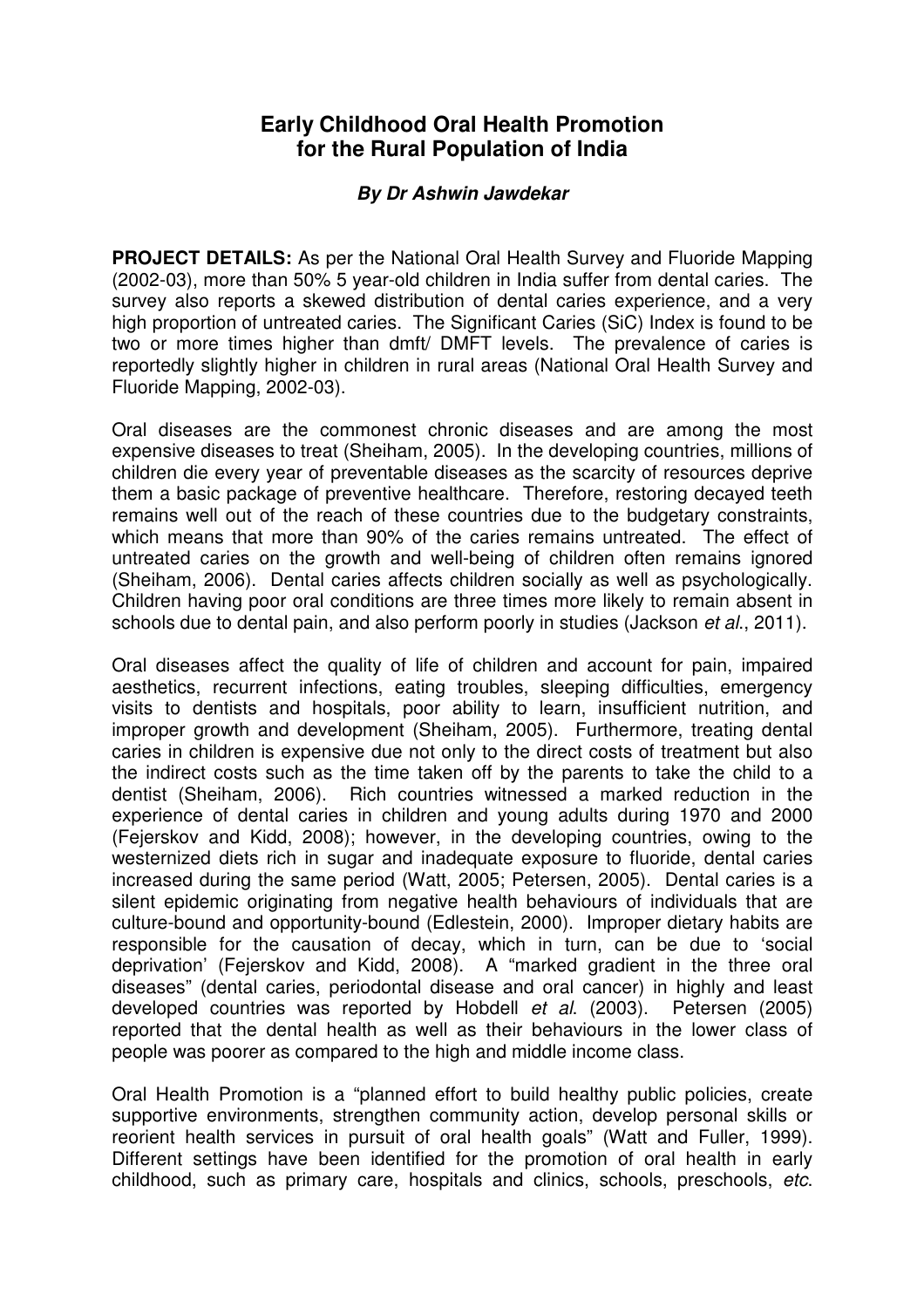# Early Childhood Oral Health Promotion for the Rural Population of India

***By Dr Ashwin Jawdekar***

**PROJECT DETAILS:** As per the National Oral Health Survey and Fluoride Mapping (2002-03), more than 50% 5 year-old children in India suffer from dental caries. The survey also reports a skewed distribution of dental caries experience, and a very high proportion of untreated caries. The Significant Caries (SiC) Index is found to be two or more times higher than dmft/ DMFT levels. The prevalence of caries is reportedly slightly higher in children in rural areas (National Oral Health Survey and Fluoride Mapping, 2002-03).

Oral diseases are the commonest chronic diseases and are among the most expensive diseases to treat (Sheiham, 2005). In the developing countries, millions of children die every year of preventable diseases as the scarcity of resources deprive them a basic package of preventive healthcare. Therefore, restoring decayed teeth remains well out of the reach of these countries due to the budgetary constraints, which means that more than 90% of the caries remains untreated. The effect of untreated caries on the growth and well-being of children often remains ignored (Sheiham, 2006). Dental caries affects children socially as well as psychologically. Children having poor oral conditions are three times more likely to remain absent in schools due to dental pain, and also perform poorly in studies (Jackson *et al*., 2011).

Oral diseases affect the quality of life of children and account for pain, impaired aesthetics, recurrent infections, eating troubles, sleeping difficulties, emergency visits to dentists and hospitals, poor ability to learn, insufficient nutrition, and improper growth and development (Sheiham, 2005). Furthermore, treating dental caries in children is expensive due not only to the direct costs of treatment but also the indirect costs such as the time taken off by the parents to take the child to a dentist (Sheiham, 2006). Rich countries witnessed a marked reduction in the experience of dental caries in children and young adults during 1970 and 2000 (Fejerskov and Kidd, 2008); however, in the developing countries, owing to the westernized diets rich in sugar and inadequate exposure to fluoride, dental caries increased during the same period (Watt, 2005; Petersen, 2005). Dental caries is a silent epidemic originating from negative health behaviours of individuals that are culture-bound and opportunity-bound (Edlestein, 2000). Improper dietary habits are responsible for the causation of decay, which in turn, can be due to 'social deprivation' (Fejerskov and Kidd, 2008). A "marked gradient in the three oral diseases" (dental caries, periodontal disease and oral cancer) in highly and least developed countries was reported by Hobdell *et al*. (2003). Petersen (2005) reported that the dental health as well as their behaviours in the lower class of people was poorer as compared to the high and middle income class.

Oral Health Promotion is a "planned effort to build healthy public policies, create supportive environments, strengthen community action, develop personal skills or reorient health services in pursuit of oral health goals" (Watt and Fuller, 1999). Different settings have been identified for the promotion of oral health in early childhood, such as primary care, hospitals and clinics, schools, preschools, *etc*.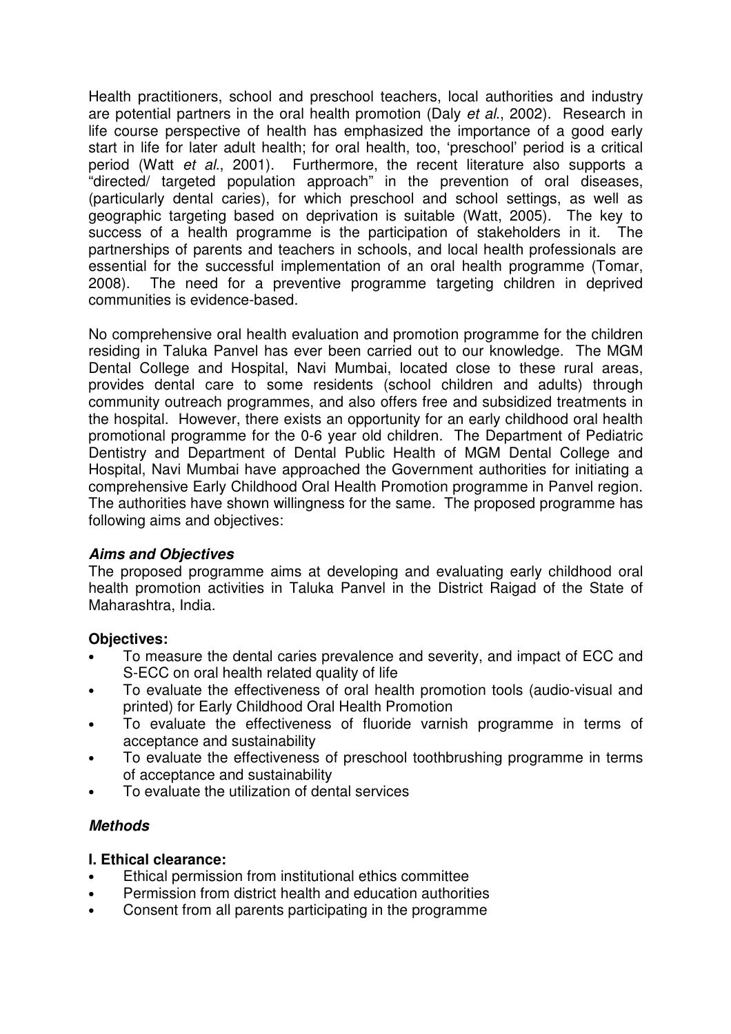Health practitioners, school and preschool teachers, local authorities and industry are potential partners in the oral health promotion (Daly *et al*., 2002). Research in life course perspective of health has emphasized the importance of a good early start in life for later adult health; for oral health, too, 'preschool' period is a critical period (Watt *et al*., 2001). Furthermore, the recent literature also supports a "directed/ targeted population approach" in the prevention of oral diseases, (particularly dental caries), for which preschool and school settings, as well as geographic targeting based on deprivation is suitable (Watt, 2005). The key to success of a health programme is the participation of stakeholders in it. The partnerships of parents and teachers in schools, and local health professionals are essential for the successful implementation of an oral health programme (Tomar, 2008). The need for a preventive programme targeting children in deprived communities is evidence-based.

No comprehensive oral health evaluation and promotion programme for the children residing in Taluka Panvel has ever been carried out to our knowledge. The MGM Dental College and Hospital, Navi Mumbai, located close to these rural areas, provides dental care to some residents (school children and adults) through community outreach programmes, and also offers free and subsidized treatments in the hospital. However, there exists an opportunity for an early childhood oral health promotional programme for the 0-6 year old children. The Department of Pediatric Dentistry and Department of Dental Public Health of MGM Dental College and Hospital, Navi Mumbai have approached the Government authorities for initiating a comprehensive Early Childhood Oral Health Promotion programme in Panvel region. The authorities have shown willingness for the same. The proposed programme has following aims and objectives:

***Aims and Objectives***

The proposed programme aims at developing and evaluating early childhood oral health promotion activities in Taluka Panvel in the District Raigad of the State of Maharashtra, India.

**Objectives:**

- To measure the dental caries prevalence and severity, and impact of ECC and S-ECC on oral health related quality of life
- To evaluate the effectiveness of oral health promotion tools (audio-visual and printed) for Early Childhood Oral Health Promotion
- To evaluate the effectiveness of fluoride varnish programme in terms of acceptance and sustainability
- To evaluate the effectiveness of preschool toothbrushing programme in terms of acceptance and sustainability
- To evaluate the utilization of dental services

***Methods***

**I. Ethical clearance:**

- Ethical permission from institutional ethics committee
- Permission from district health and education authorities
- Consent from all parents participating in the programme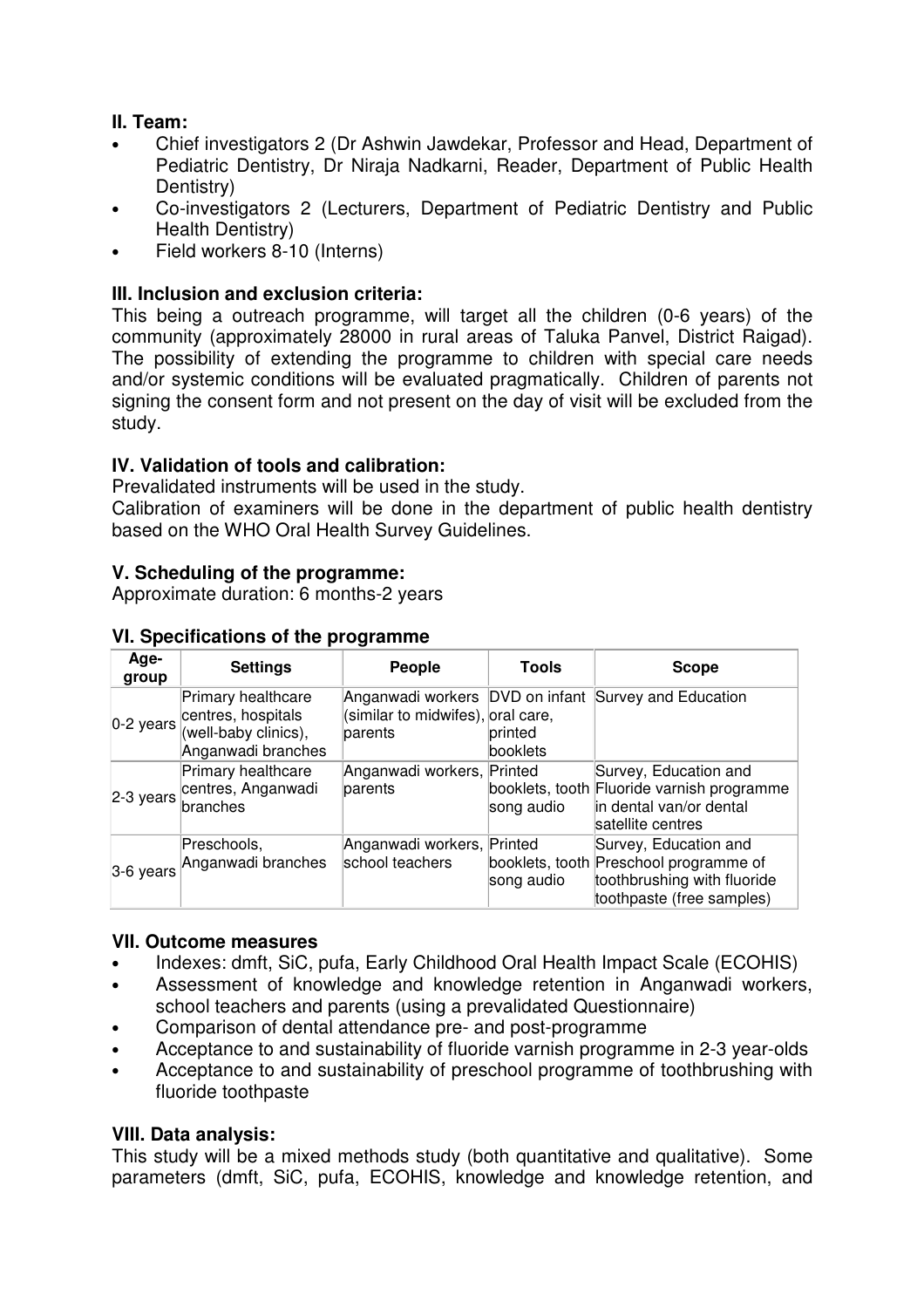### II. Team:

- Chief investigators 2 (Dr Ashwin Jawdekar, Professor and Head, Department of Pediatric Dentistry, Dr Niraja Nadkarni, Reader, Department of Public Health Dentistry)
- Co-investigators 2 (Lecturers, Department of Pediatric Dentistry and Public Health Dentistry)
- Field workers 8-10 (Interns)

### III. Inclusion and exclusion criteria:

This being a outreach programme, will target all the children (0-6 years) of the community (approximately 28000 in rural areas of Taluka Panvel, District Raigad). The possibility of extending the programme to children with special care needs and/or systemic conditions will be evaluated pragmatically. Children of parents not signing the consent form and not present on the day of visit will be excluded from the study.

### IV. Validation of tools and calibration:

Prevalidated instruments will be used in the study.

Calibration of examiners will be done in the department of public health dentistry based on the WHO Oral Health Survey Guidelines.

### V. Scheduling of the programme:

Approximate duration: 6 months-2 years

### VI. Specifications of the programme

| Age-group | Settings | People | Tools | Scope |
|---|---|---|---|---|
| 0-2 years | Primary healthcare centres, hospitals (well-baby clinics), Anganwadi branches | Anganwadi workers (similar to midwifes), parents | DVD on infant oral care, printed booklets | Survey and Education |
| 2-3 years | Primary healthcare centres, Anganwadi branches | Anganwadi workers, parents | Printed booklets, tooth song audio | Survey, Education and Fluoride varnish programme in dental van/or dental satellite centres |
| 3-6 years | Preschools, Anganwadi branches | Anganwadi workers, school teachers | Printed booklets, tooth song audio | Survey, Education and Preschool programme of toothbrushing with fluoride toothpaste (free samples) |

### VII. Outcome measures

- Indexes: dmft, SiC, pufa, Early Childhood Oral Health Impact Scale (ECOHIS)
- Assessment of knowledge and knowledge retention in Anganwadi workers, school teachers and parents (using a prevalidated Questionnaire)
- Comparison of dental attendance pre- and post-programme
- Acceptance to and sustainability of fluoride varnish programme in 2-3 year-olds
- Acceptance to and sustainability of preschool programme of toothbrushing with fluoride toothpaste

### VIII. Data analysis:

This study will be a mixed methods study (both quantitative and qualitative). Some parameters (dmft, SiC, pufa, ECOHIS, knowledge and knowledge retention, and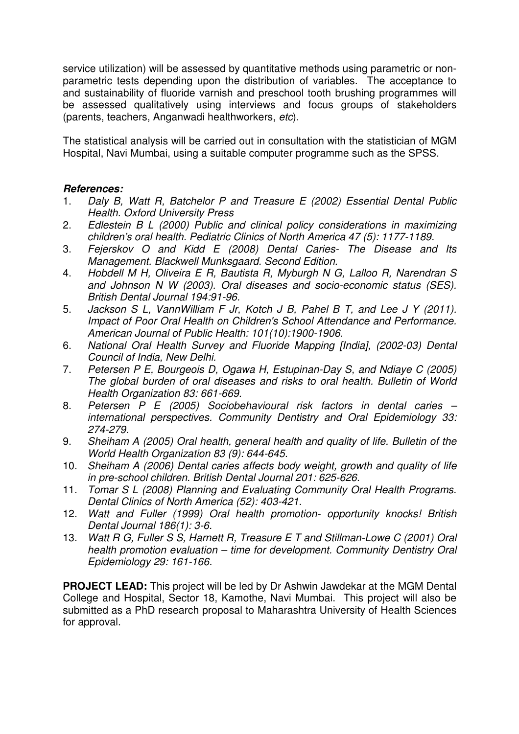service utilization) will be assessed by quantitative methods using parametric or non-parametric tests depending upon the distribution of variables. The acceptance to and sustainability of fluoride varnish and preschool tooth brushing programmes will be assessed qualitatively using interviews and focus groups of stakeholders (parents, teachers, Anganwadi healthworkers, *etc*).

The statistical analysis will be carried out in consultation with the statistician of MGM Hospital, Navi Mumbai, using a suitable computer programme such as the SPSS.

***References:***

1. *Daly B, Watt R, Batchelor P and Treasure E (2002) Essential Dental Public Health. Oxford University Press*
2. *Edlestein B L (2000) Public and clinical policy considerations in maximizing children's oral health. Pediatric Clinics of North America 47 (5): 1177-1189.*
3. *Fejerskov O and Kidd E (2008) Dental Caries- The Disease and Its Management. Blackwell Munksgaard. Second Edition.*
4. *Hobdell M H, Oliveira E R, Bautista R, Myburgh N G, Lalloo R, Narendran S and Johnson N W (2003). Oral diseases and socio-economic status (SES). British Dental Journal 194:91-96.*
5. *Jackson S L, VannWilliam F Jr, Kotch J B, Pahel B T, and Lee J Y (2011). Impact of Poor Oral Health on Children's School Attendance and Performance. American Journal of Public Health: 101(10):1900-1906.*
6. *National Oral Health Survey and Fluoride Mapping [India], (2002-03) Dental Council of India, New Delhi.*
7. *Petersen P E, Bourgeois D, Ogawa H, Estupinan-Day S, and Ndiaye C (2005) The global burden of oral diseases and risks to oral health. Bulletin of World Health Organization 83: 661-669.*
8. *Petersen P E (2005) Sociobehavioural risk factors in dental caries – international perspectives. Community Dentistry and Oral Epidemiology 33: 274-279.*
9. *Sheiham A (2005) Oral health, general health and quality of life. Bulletin of the World Health Organization 83 (9): 644-645.*
10. *Sheiham A (2006) Dental caries affects body weight, growth and quality of life in pre-school children. British Dental Journal 201: 625-626.*
11. *Tomar S L (2008) Planning and Evaluating Community Oral Health Programs. Dental Clinics of North America (52): 403-421.*
12. *Watt and Fuller (1999) Oral health promotion- opportunity knocks! British Dental Journal 186(1): 3-6.*
13. *Watt R G, Fuller S S, Harnett R, Treasure E T and Stillman-Lowe C (2001) Oral health promotion evaluation – time for development. Community Dentistry Oral Epidemiology 29: 161-166.*

**PROJECT LEAD:** This project will be led by Dr Ashwin Jawdekar at the MGM Dental College and Hospital, Sector 18, Kamothe, Navi Mumbai. This project will also be submitted as a PhD research proposal to Maharashtra University of Health Sciences for approval.